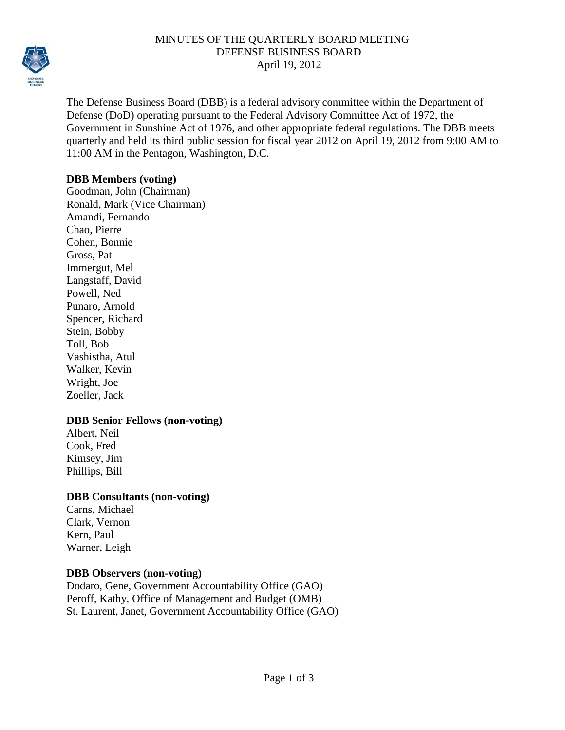# MINUTES OF THE QUARTERLY BOARD MEETING
## DEFENSE BUSINESS BOARD
April 19, 2012

The Defense Business Board (DBB) is a federal advisory committee within the Department of Defense (DoD) operating pursuant to the Federal Advisory Committee Act of 1972, the Government in Sunshine Act of 1976, and other appropriate federal regulations. The DBB meets quarterly and held its third public session for fiscal year 2012 on April 19, 2012 from 9:00 AM to 11:00 AM in the Pentagon, Washington, D.C.

**DBB Members (voting)**
Goodman, John (Chairman)
Ronald, Mark (Vice Chairman)
Amandi, Fernando
Chao, Pierre
Cohen, Bonnie
Gross, Pat
Immergut, Mel
Langstaff, David
Powell, Ned
Punaro, Arnold
Spencer, Richard
Stein, Bobby
Toll, Bob
Vashistha, Atul
Walker, Kevin
Wright, Joe
Zoeller, Jack

**DBB Senior Fellows (non-voting)**
Albert, Neil
Cook, Fred
Kimsey, Jim
Phillips, Bill

**DBB Consultants (non-voting)**
Carns, Michael
Clark, Vernon
Kern, Paul
Warner, Leigh

**DBB Observers (non-voting)**
Dodaro, Gene, Government Accountability Office (GAO)
Peroff, Kathy, Office of Management and Budget (OMB)
St. Laurent, Janet, Government Accountability Office (GAO)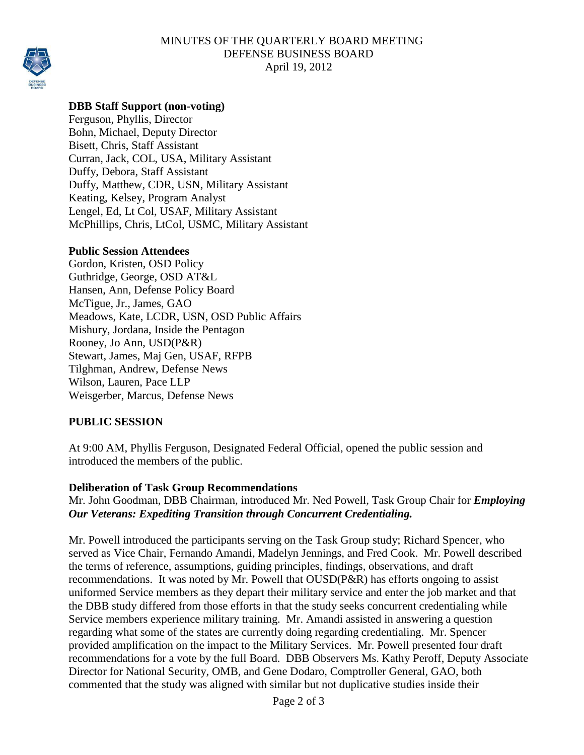MINUTES OF THE QUARTERLY BOARD MEETING
DEFENSE BUSINESS BOARD
April 19, 2012

**DBB Staff Support (non-voting)**
Ferguson, Phyllis, Director
Bohn, Michael, Deputy Director
Bisett, Chris, Staff Assistant
Curran, Jack, COL, USA, Military Assistant
Duffy, Debora, Staff Assistant
Duffy, Matthew, CDR, USN, Military Assistant
Keating, Kelsey, Program Analyst
Lengel, Ed, Lt Col, USAF, Military Assistant
McPhillips, Chris, LtCol, USMC, Military Assistant

**Public Session Attendees**
Gordon, Kristen, OSD Policy
Guthridge, George, OSD AT&L
Hansen, Ann, Defense Policy Board
McTigue, Jr., James, GAO
Meadows, Kate, LCDR, USN, OSD Public Affairs
Mishury, Jordana, Inside the Pentagon
Rooney, Jo Ann, USD(P&R)
Stewart, James, Maj Gen, USAF, RFPB
Tilghman, Andrew, Defense News
Wilson, Lauren, Pace LLP
Weisgerber, Marcus, Defense News

**PUBLIC SESSION**

At 9:00 AM, Phyllis Ferguson, Designated Federal Official, opened the public session and introduced the members of the public.

**Deliberation of Task Group Recommendations**
Mr. John Goodman, DBB Chairman, introduced Mr. Ned Powell, Task Group Chair for ***Employing Our Veterans: Expediting Transition through Concurrent Credentialing.***

Mr. Powell introduced the participants serving on the Task Group study; Richard Spencer, who served as Vice Chair, Fernando Amandi, Madelyn Jennings, and Fred Cook. Mr. Powell described the terms of reference, assumptions, guiding principles, findings, observations, and draft recommendations. It was noted by Mr. Powell that OUSD(P&R) has efforts ongoing to assist uniformed Service members as they depart their military service and enter the job market and that the DBB study differed from those efforts in that the study seeks concurrent credentialing while Service members experience military training. Mr. Amandi assisted in answering a question regarding what some of the states are currently doing regarding credentialing. Mr. Spencer provided amplification on the impact to the Military Services. Mr. Powell presented four draft recommendations for a vote by the full Board. DBB Observers Ms. Kathy Peroff, Deputy Associate Director for National Security, OMB, and Gene Dodaro, Comptroller General, GAO, both commented that the study was aligned with similar but not duplicative studies inside their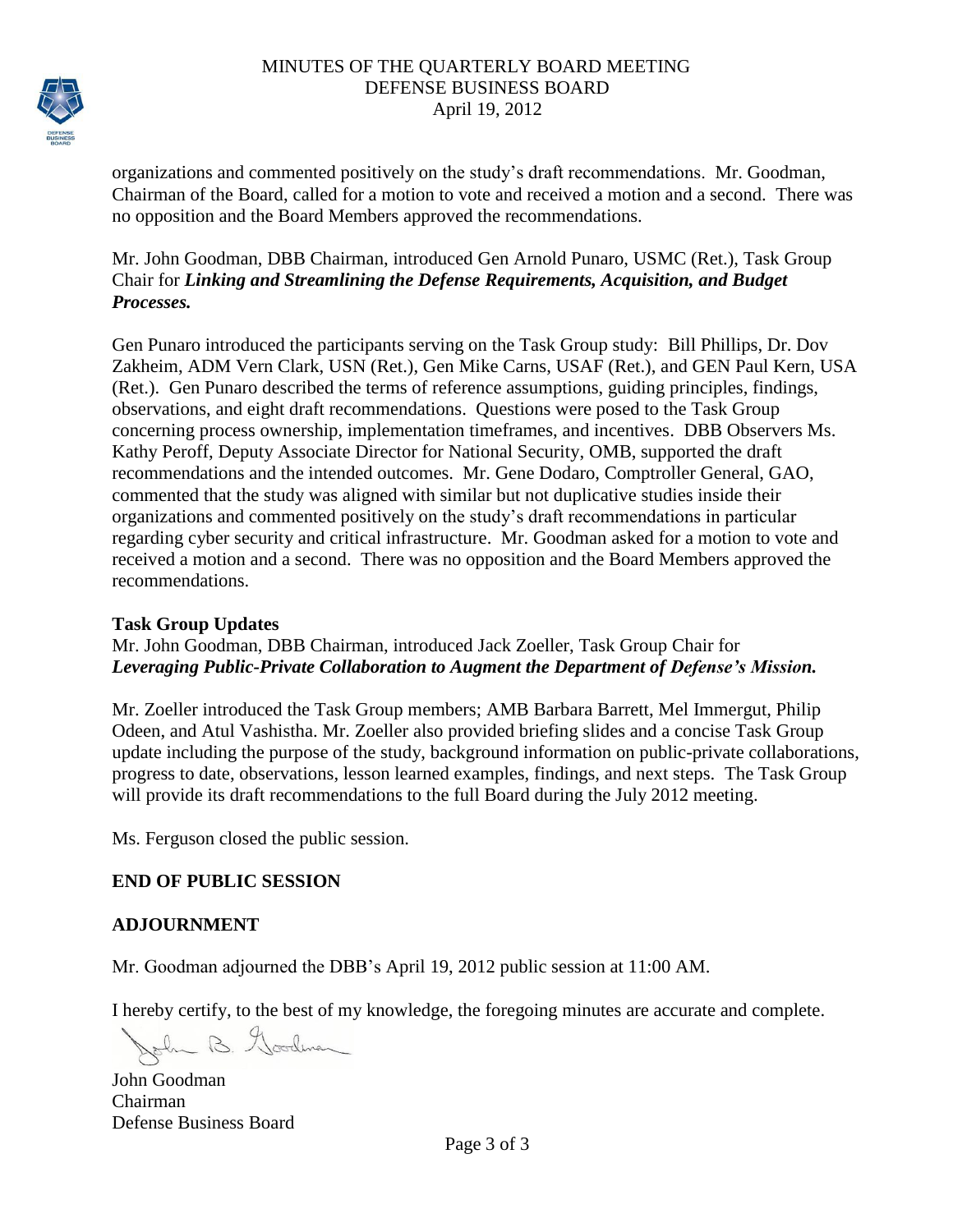organizations and commented positively on the study's draft recommendations. Mr. Goodman, Chairman of the Board, called for a motion to vote and received a motion and a second. There was no opposition and the Board Members approved the recommendations.

Mr. John Goodman, DBB Chairman, introduced Gen Arnold Punaro, USMC (Ret.), Task Group Chair for ***Linking and Streamlining the Defense Requirements, Acquisition, and Budget Processes.***

Gen Punaro introduced the participants serving on the Task Group study: Bill Phillips, Dr. Dov Zakheim, ADM Vern Clark, USN (Ret.), Gen Mike Carns, USAF (Ret.), and GEN Paul Kern, USA (Ret.). Gen Punaro described the terms of reference assumptions, guiding principles, findings, observations, and eight draft recommendations. Questions were posed to the Task Group concerning process ownership, implementation timeframes, and incentives. DBB Observers Ms. Kathy Peroff, Deputy Associate Director for National Security, OMB, supported the draft recommendations and the intended outcomes. Mr. Gene Dodaro, Comptroller General, GAO, commented that the study was aligned with similar but not duplicative studies inside their organizations and commented positively on the study's draft recommendations in particular regarding cyber security and critical infrastructure. Mr. Goodman asked for a motion to vote and received a motion and a second. There was no opposition and the Board Members approved the recommendations.

**Task Group Updates**

Mr. John Goodman, DBB Chairman, introduced Jack Zoeller, Task Group Chair for ***Leveraging Public-Private Collaboration to Augment the Department of Defense's Mission.***

Mr. Zoeller introduced the Task Group members; AMB Barbara Barrett, Mel Immergut, Philip Odeen, and Atul Vashistha. Mr. Zoeller also provided briefing slides and a concise Task Group update including the purpose of the study, background information on public-private collaborations, progress to date, observations, lesson learned examples, findings, and next steps. The Task Group will provide its draft recommendations to the full Board during the July 2012 meeting.

Ms. Ferguson closed the public session.

**END OF PUBLIC SESSION**

**ADJOURNMENT**

Mr. Goodman adjourned the DBB's April 19, 2012 public session at 11:00 AM.

I hereby certify, to the best of my knowledge, the foregoing minutes are accurate and complete.

John B. Goodman

John Goodman
Chairman
Defense Business Board